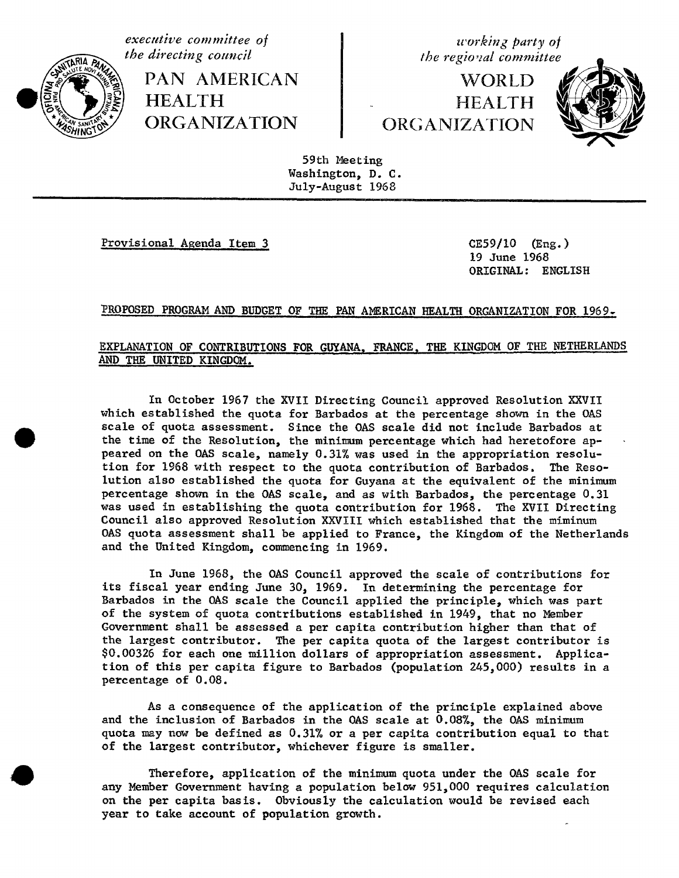*executive committee of the directing council*

PAN AMERICAN HEALTH ORGANIZATION

*working party of the regional committee*

WORLD HEALTH ORGANIZATION

59th Meeting
Washington, D. C.
July-August 1968

Provisional Agenda Item 3

CE59/10 (Eng.)
19 June 1968
ORIGINAL: ENGLISH

PROPOSED PROGRAM AND BUDGET OF THE PAN AMERICAN HEALTH ORGANIZATION FOR 1969.

EXPLANATION OF CONTRIBUTIONS FOR GUYANA, FRANCE, THE KINGDOM OF THE NETHERLANDS AND THE UNITED KINGDOM.

In October 1967 the XVII Directing Council approved Resolution XXVII which established the quota for Barbados at the percentage shown in the OAS scale of quota assessment. Since the OAS scale did not include Barbados at the time of the Resolution, the minimum percentage which had heretofore appeared on the OAS scale, namely 0.31% was used in the appropriation resolution for 1968 with respect to the quota contribution of Barbados. The Resolution also established the quota for Guyana at the equivalent of the minimum percentage shown in the OAS scale, and as with Barbados, the percentage 0.31 was used in establishing the quota contribution for 1968. The XVII Directing Council also approved Resolution XXVIII which established that the miminum OAS quota assessment shall be applied to France, the Kingdom of the Netherlands and the United Kingdom, commencing in 1969.

In June 1968, the OAS Council approved the scale of contributions for its fiscal year ending June 30, 1969. In determining the percentage for Barbados in the OAS scale the Council applied the principle, which was part of the system of quota contributions established in 1949, that no Member Government shall be assessed a per capita contribution higher than that of the largest contributor. The per capita quota of the largest contributor is $0.00326 for each one million dollars of appropriation assessment. Application of this per capita figure to Barbados (population 245,000) results in a percentage of 0.08.

As a consequence of the application of the principle explained above and the inclusion of Barbados in the OAS scale at 0.08%, the OAS minimum quota may now be defined as 0.31% or a per capita contribution equal to that of the largest contributor, whichever figure is smaller.

Therefore, application of the minimum quota under the OAS scale for any Member Government having a population below 951,000 requires calculation on the per capita basis. Obviously the calculation would be revised each year to take account of population growth.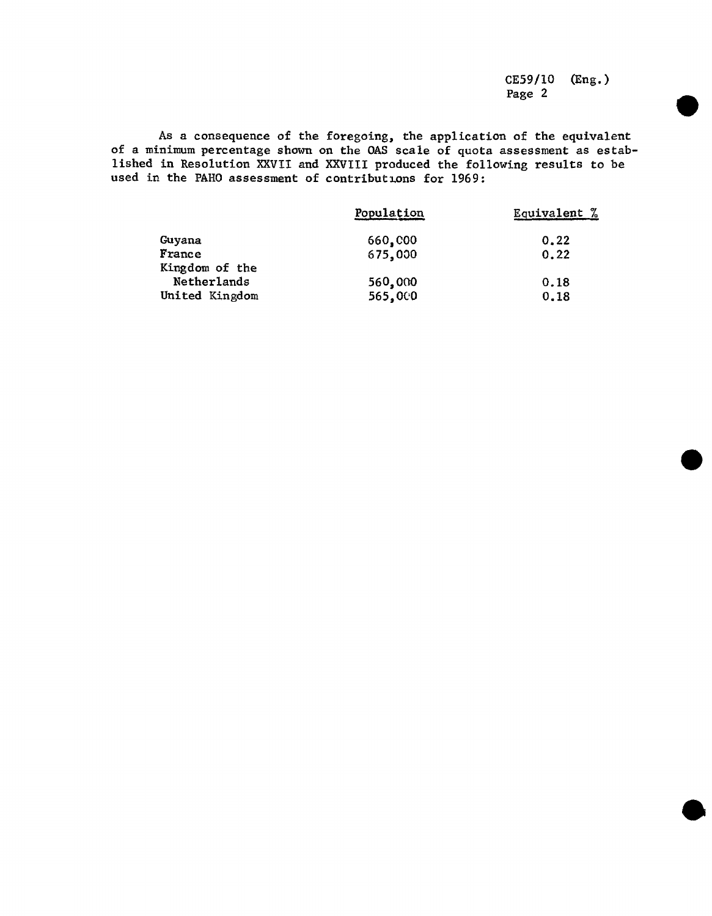As a consequence of the foregoing, the application of the equivalent of a minimum percentage shown on the OAS scale of quota assessment as established in Resolution XXVII and XXVIII produced the following results to be used in the PAHO assessment of contributions for 1969:

| | Population | Equivalent % |
|---|---|---|
| Guyana | 660,000 | 0.22 |
| France | 675,000 | 0.22 |
| Kingdom of the Netherlands | 560,000 | 0.18 |
| United Kingdom | 565,000 | 0.18 |